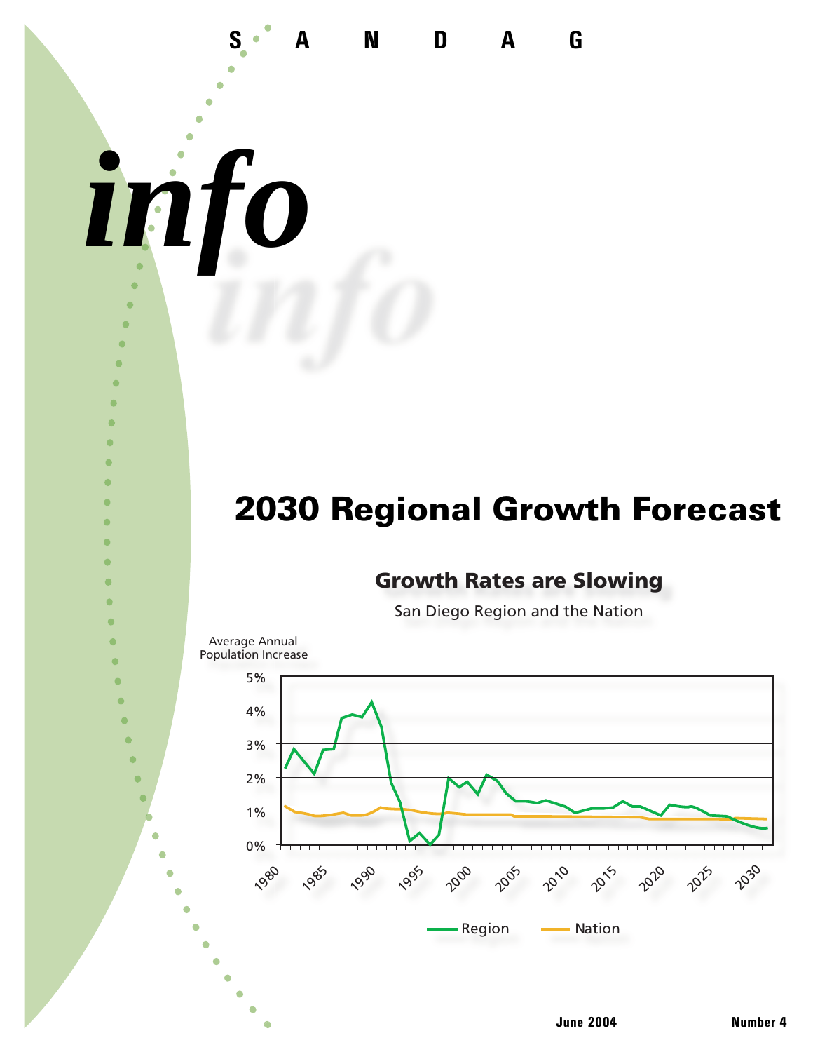S A N D A G

# info

# 2030 Regional Growth Forecast

## Growth Rates are Slowing

San Diego Region and the Nation

Average Annual Population Increase

5%
4%
3%
2%
1%
0%

1980 1985 1990 1995 2000 2005 2010 2015 2020 2025 2030

Region Nation

June 2004

Number 4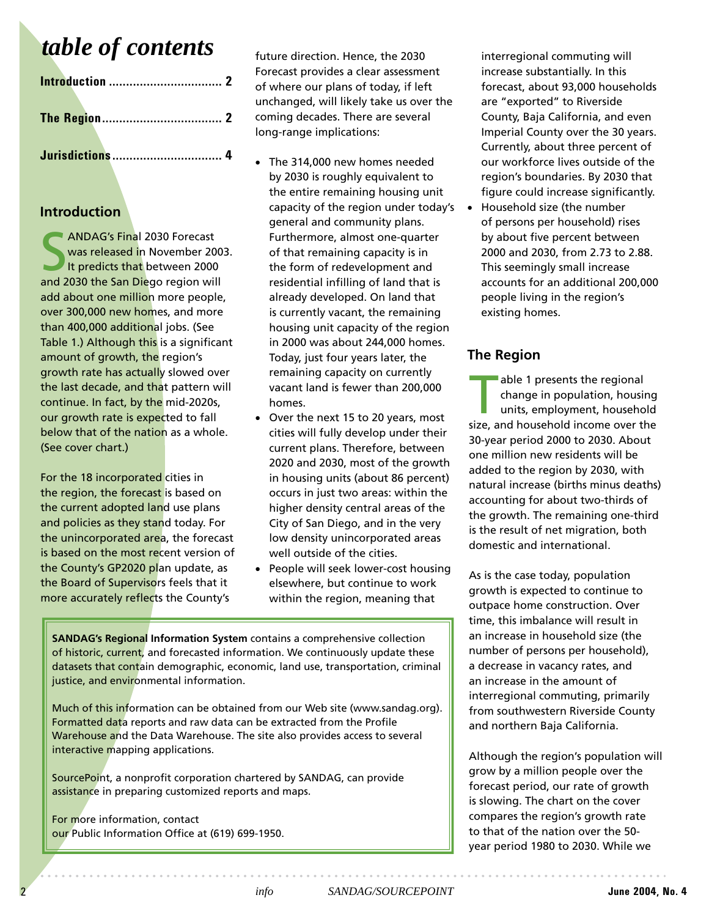# table of contents

**Introduction** ................................ 2

**The Region** .................................. 2

**Jurisdictions** ............................... 4

## Introduction

SANDAG's Final 2030 Forecast was released in November 2003. It predicts that between 2000 and 2030 the San Diego region will add about one million more people, over 300,000 new homes, and more than 400,000 additional jobs. (See Table 1.) Although this is a significant amount of growth, the region's growth rate has actually slowed over the last decade, and that pattern will continue. In fact, by the mid-2020s, our growth rate is expected to fall below that of the nation as a whole. (See cover chart.)

For the 18 incorporated cities in the region, the forecast is based on the current adopted land use plans and policies as they stand today. For the unincorporated area, the forecast is based on the most recent version of the County's GP2020 plan update, as the Board of Supervisors feels that it more accurately reflects the County's future direction. Hence, the 2030 Forecast provides a clear assessment of where our plans of today, if left unchanged, will likely take us over the coming decades. There are several long-range implications:

- The 314,000 new homes needed by 2030 is roughly equivalent to the entire remaining housing unit capacity of the region under today's general and community plans. Furthermore, almost one-quarter of that remaining capacity is in the form of redevelopment and residential infilling of land that is already developed. On land that is currently vacant, the remaining housing unit capacity of the region in 2000 was about 244,000 homes. Today, just four years later, the remaining capacity on currently vacant land is fewer than 200,000 homes.
- Over the next 15 to 20 years, most cities will fully develop under their current plans. Therefore, between 2020 and 2030, most of the growth in housing units (about 86 percent) occurs in just two areas: within the higher density central areas of the City of San Diego, and in the very low density unincorporated areas well outside of the cities.
- People will seek lower-cost housing elsewhere, but continue to work within the region, meaning that interregional commuting will increase substantially. In this forecast, about 93,000 households are "exported" to Riverside County, Baja California, and even Imperial County over the 30 years. Currently, about three percent of our workforce lives outside of the region's boundaries. By 2030 that figure could increase significantly.
- Household size (the number of persons per household) rises by about five percent between 2000 and 2030, from 2.73 to 2.88. This seemingly small increase accounts for an additional 200,000 people living in the region's existing homes.

**SANDAG's Regional Information System** contains a comprehensive collection of historic, current, and forecasted information. We continuously update these datasets that contain demographic, economic, land use, transportation, criminal justice, and environmental information.

Much of this information can be obtained from our Web site (www.sandag.org). Formatted data reports and raw data can be extracted from the Profile Warehouse and the Data Warehouse. The site also provides access to several interactive mapping applications.

SourcePoint, a nonprofit corporation chartered by SANDAG, can provide assistance in preparing customized reports and maps.

For more information, contact
our Public Information Office at (619) 699-1950.

## The Region

Table 1 presents the regional change in population, housing units, employment, household size, and household income over the 30-year period 2000 to 2030. About one million new residents will be added to the region by 2030, with natural increase (births minus deaths) accounting for about two-thirds of the growth. The remaining one-third is the result of net migration, both domestic and international.

As is the case today, population growth is expected to continue to outpace home construction. Over time, this imbalance will result in an increase in household size (the number of persons per household), a decrease in vacancy rates, and an increase in the amount of interregional commuting, primarily from southwestern Riverside County and northern Baja California.

Although the region's population will grow by a million people over the forecast period, our rate of growth is slowing. The chart on the cover compares the region's growth rate to that of the nation over the 50-year period 1980 to 2030. While we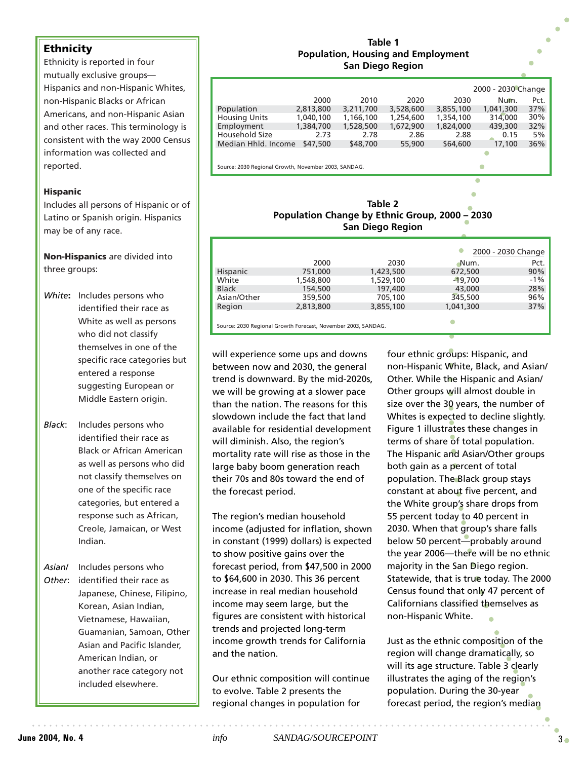## Ethnicity

Ethnicity is reported in four mutually exclusive groups—Hispanics and non-Hispanic Whites, non-Hispanic Blacks or African Americans, and non-Hispanic Asian and other races. This terminology is consistent with the way 2000 Census information was collected and reported.

**Hispanic**

Includes all persons of Hispanic or of Latino or Spanish origin. Hispanics may be of any race.

**Non-Hispanics** are divided into three groups:

*White*: Includes persons who identified their race as White as well as persons who did not classify themselves in one of the specific race categories but entered a response suggesting European or Middle Eastern origin.

*Black*: Includes persons who identified their race as Black or African American as well as persons who did not classify themselves on one of the specific race categories, but entered a response such as African, Creole, Jamaican, or West Indian.

*Asian/ Other*: Includes persons who identified their race as Japanese, Chinese, Filipino, Korean, Asian Indian, Vietnamese, Hawaiian, Guamanian, Samoan, Other Asian and Pacific Islander, American Indian, or another race category not included elsewhere.

**Table 1**
**Population, Housing and Employment**
**San Diego Region**

| | 2000 | 2010 | 2020 | 2030 | 2000 - 2030 Change Num. | Pct. |
|---|---|---|---|---|---|---|
| Population | 2,813,800 | 3,211,700 | 3,528,600 | 3,855,100 | 1,041,300 | 37% |
| Housing Units | 1,040,100 | 1,166,100 | 1,254,600 | 1,354,100 | 314,000 | 30% |
| Employment | 1,384,700 | 1,528,500 | 1,672,900 | 1,824,000 | 439,300 | 32% |
| Household Size | 2.73 | 2.78 | 2.86 | 2.88 | 0.15 | 5% |
| Median Hhld. Income | $47,500 | $48,700 | 55,900 | $64,600 | 17,100 | 36% |

Source: 2030 Regional Growth, November 2003, SANDAG.

**Table 2**
**Population Change by Ethnic Group, 2000 – 2030**
**San Diego Region**

| | 2000 | 2030 | 2000 - 2030 Change Num. | Pct. |
|---|---|---|---|---|
| Hispanic | 751,000 | 1,423,500 | 672,500 | 90% |
| White | 1,548,800 | 1,529,100 | -19,700 | -1% |
| Black | 154,500 | 197,400 | 43,000 | 28% |
| Asian/Other | 359,500 | 705,100 | 345,500 | 96% |
| Region | 2,813,800 | 3,855,100 | 1,041,300 | 37% |

Source: 2030 Regional Growth Forecast, November 2003, SANDAG.

will experience some ups and downs between now and 2030, the general trend is downward. By the mid-2020s, we will be growing at a slower pace than the nation. The reasons for this slowdown include the fact that land available for residential development will diminish. Also, the region's mortality rate will rise as those in the large baby boom generation reach their 70s and 80s toward the end of the forecast period.

The region's median household income (adjusted for inflation, shown in constant (1999) dollars) is expected to show positive gains over the forecast period, from $47,500 in 2000 to $64,600 in 2030. This 36 percent increase in real median household income may seem large, but the figures are consistent with historical trends and projected long-term income growth trends for California and the nation.

Our ethnic composition will continue to evolve. Table 2 presents the regional changes in population for four ethnic groups: Hispanic, and non-Hispanic White, Black, and Asian/Other. While the Hispanic and Asian/Other groups will almost double in size over the 30 years, the number of Whites is expected to decline slightly. Figure 1 illustrates these changes in terms of share of total population. The Hispanic and Asian/Other groups both gain as a percent of total population. The Black group stays constant at about five percent, and the White group's share drops from 55 percent today to 40 percent in 2030. When that group's share falls below 50 percent—probably around the year 2006—there will be no ethnic majority in the San Diego region. Statewide, that is true today. The 2000 Census found that only 47 percent of Californians classified themselves as non-Hispanic White.

Just as the ethnic composition of the region will change dramatically, so will its age structure. Table 3 clearly illustrates the aging of the region's population. During the 30-year forecast period, the region's median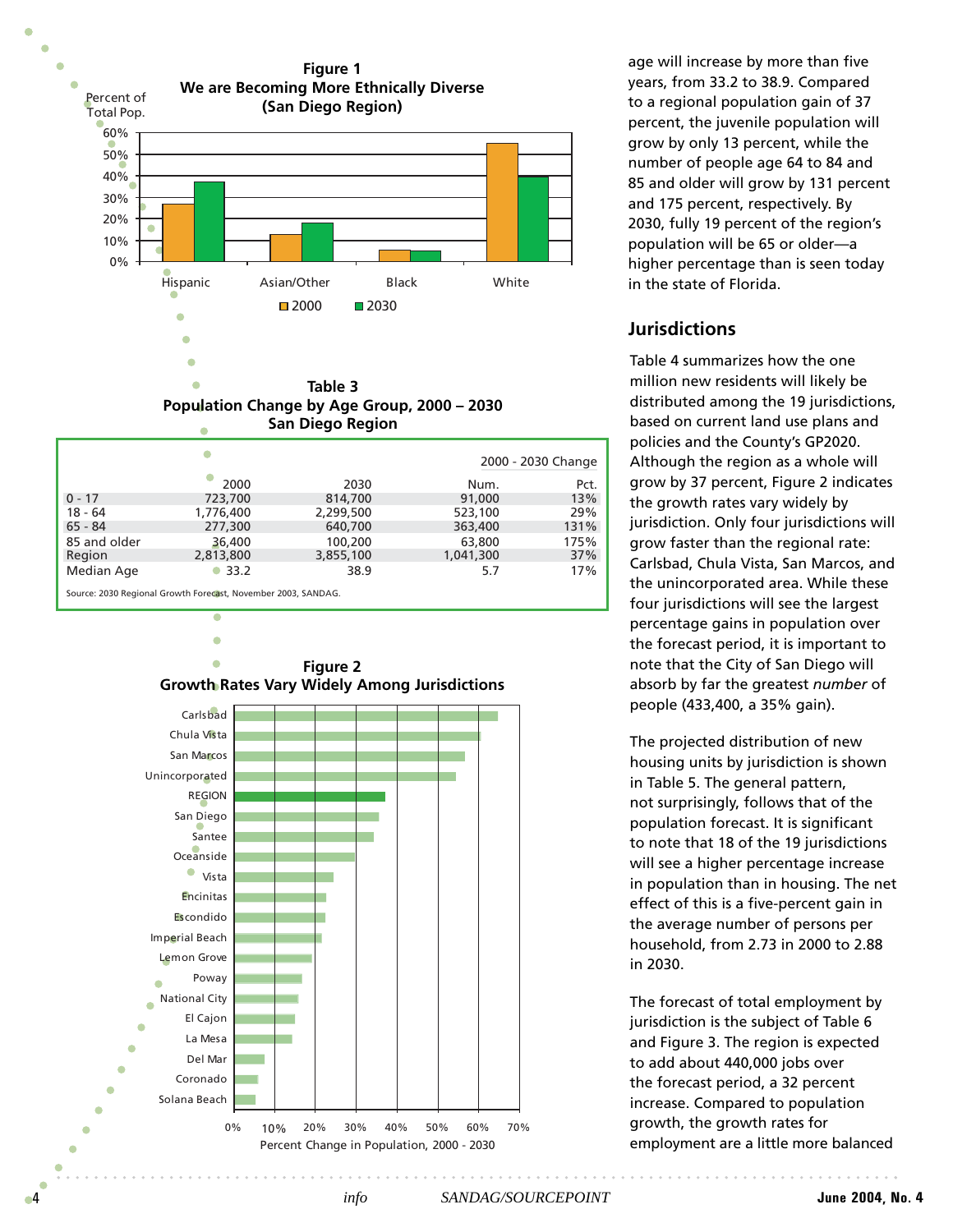**Figure 1**
**We are Becoming More Ethnically Diverse**
**(San Diego Region)**

Percent of Total Pop.

60%
50%
40%
30%
20%
10%
0%

Hispanic
Asian/Other
Black
White

2000
2030

**Table 3**
**Population Change by Age Group, 2000 – 2030**
**San Diego Region**

| | 2000 | 2030 | 2000 - 2030 Change Num. | Pct. |
|---|---|---|---|---|
| 0 - 17 | 723,700 | 814,700 | 91,000 | 13% |
| 18 - 64 | 1,776,400 | 2,299,500 | 523,100 | 29% |
| 65 - 84 | 277,300 | 640,700 | 363,400 | 131% |
| 85 and older | 36,400 | 100,200 | 63,800 | 175% |
| Region | 2,813,800 | 3,855,100 | 1,041,300 | 37% |
| Median Age | 33.2 | 38.9 | 5.7 | 17% |

Source: 2030 Regional Growth Forecast, November 2003, SANDAG.

**Figure 2**
**Growth Rates Vary Widely Among Jurisdictions**

Carlsbad
Chula Vista
San Marcos
Unincorporated
REGION
San Diego
Santee
Oceanside
Vista
Encinitas
Escondido
Imperial Beach
Lemon Grove
Poway
National City
El Cajon
La Mesa
Del Mar
Coronado
Solana Beach

0% 10% 20% 30% 40% 50% 60% 70%

Percent Change in Population, 2000 - 2030

age will increase by more than five years, from 33.2 to 38.9. Compared to a regional population gain of 37 percent, the juvenile population will grow by only 13 percent, while the number of people age 64 to 84 and 85 and older will grow by 131 percent and 175 percent, respectively. By 2030, fully 19 percent of the region's population will be 65 or older—a higher percentage than is seen today in the state of Florida.

## Jurisdictions

Table 4 summarizes how the one million new residents will likely be distributed among the 19 jurisdictions, based on current land use plans and policies and the County's GP2020. Although the region as a whole will grow by 37 percent, Figure 2 indicates the growth rates vary widely by jurisdiction. Only four jurisdictions will grow faster than the regional rate: Carlsbad, Chula Vista, San Marcos, and the unincorporated area. While these four jurisdictions will see the largest percentage gains in population over the forecast period, it is important to note that the City of San Diego will absorb by far the greatest *number* of people (433,400, a 35% gain).

The projected distribution of new housing units by jurisdiction is shown in Table 5. The general pattern, not surprisingly, follows that of the population forecast. It is significant to note that 18 of the 19 jurisdictions will see a higher percentage increase in population than in housing. The net effect of this is a five-percent gain in the average number of persons per household, from 2.73 in 2000 to 2.88 in 2030.

The forecast of total employment by jurisdiction is the subject of Table 6 and Figure 3. The region is expected to add about 440,000 jobs over the forecast period, a 32 percent increase. Compared to population growth, the growth rates for employment are a little more balanced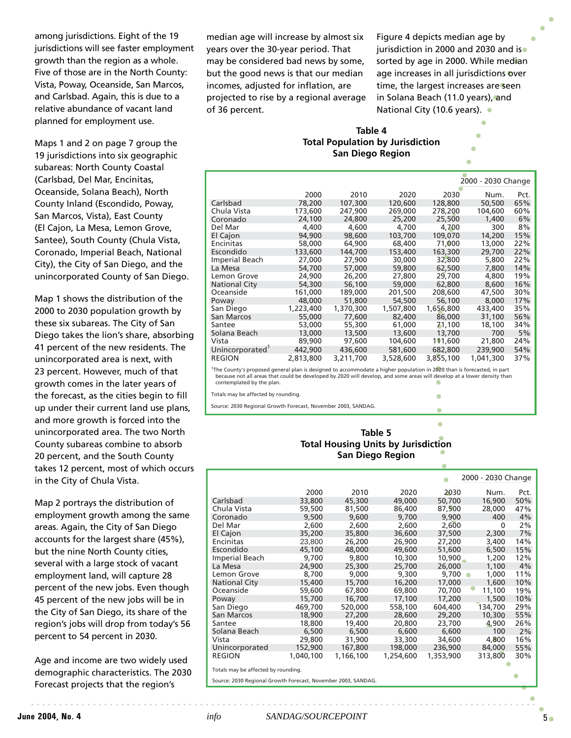among jurisdictions. Eight of the 19 jurisdictions will see faster employment growth than the region as a whole. Five of those are in the North County: Vista, Poway, Oceanside, San Marcos, and Carlsbad. Again, this is due to a relative abundance of vacant land planned for employment use.

Maps 1 and 2 on page 7 group the 19 jurisdictions into six geographic subareas: North County Coastal (Carlsbad, Del Mar, Encinitas, Oceanside, Solana Beach), North County Inland (Escondido, Poway, San Marcos, Vista), East County (El Cajon, La Mesa, Lemon Grove, Santee), South County (Chula Vista, Coronado, Imperial Beach, National City), the City of San Diego, and the unincorporated County of San Diego.

Map 1 shows the distribution of the 2000 to 2030 population growth by these six subareas. The City of San Diego takes the lion's share, absorbing 41 percent of the new residents. The unincorporated area is next, with 23 percent. However, much of that growth comes in the later years of the forecast, as the cities begin to fill up under their current land use plans, and more growth is forced into the unincorporated area. The two North County subareas combine to absorb 20 percent, and the South County takes 12 percent, most of which occurs in the City of Chula Vista.

Map 2 portrays the distribution of employment growth among the same areas. Again, the City of San Diego accounts for the largest share (45%), but the nine North County cities, several with a large stock of vacant employment land, will capture 28 percent of the new jobs. Even though 45 percent of the new jobs will be in the City of San Diego, its share of the region's jobs will drop from today's 56 percent to 54 percent in 2030.

Age and income are two widely used demographic characteristics. The 2030 Forecast projects that the region's median age will increase by almost six years over the 30-year period. That may be considered bad news by some, but the good news is that our median incomes, adjusted for inflation, are projected to rise by a regional average of 36 percent.

Figure 4 depicts median age by jurisdiction in 2000 and 2030 and is sorted by age in 2000. While median age increases in all jurisdictions over time, the largest increases are seen in Solana Beach (11.0 years), and National City (10.6 years).

**Table 4**
**Total Population by Jurisdiction**
**San Diego Region**

| | | | | | 2000 - 2030 Change | |
|---|---|---|---|---|---|---|
| | 2000 | 2010 | 2020 | 2030 | Num. | Pct. |
| Carlsbad | 78,200 | 107,300 | 120,600 | 128,800 | 50,500 | 65% |
| Chula Vista | 173,600 | 247,900 | 269,000 | 278,200 | 104,600 | 60% |
| Coronado | 24,100 | 24,800 | 25,200 | 25,500 | 1,400 | 6% |
| Del Mar | 4,400 | 4,600 | 4,700 | 4,700 | 300 | 8% |
| El Cajon | 94,900 | 98,600 | 103,700 | 109,070 | 14,200 | 15% |
| Encinitas | 58,000 | 64,900 | 68,400 | 71,000 | 13,000 | 22% |
| Escondido | 133,600 | 144,700 | 153,400 | 163,300 | 29,700 | 22% |
| Imperial Beach | 27,000 | 27,900 | 30,000 | 32,800 | 5,800 | 22% |
| La Mesa | 54,700 | 57,000 | 59,800 | 62,500 | 7,800 | 14% |
| Lemon Grove | 24,900 | 26,200 | 27,800 | 29,700 | 4,800 | 19% |
| National City | 54,300 | 56,100 | 59,000 | 62,800 | 8,600 | 16% |
| Oceanside | 161,000 | 189,000 | 201,500 | 208,600 | 47,500 | 30% |
| Poway | 48,000 | 51,800 | 54,500 | 56,100 | 8,000 | 17% |
| San Diego | 1,223,400 | 1,370,300 | 1,507,800 | 1,656,800 | 433,400 | 35% |
| San Marcos | 55,000 | 77,600 | 82,400 | 86,000 | 31,100 | 56% |
| Santee | 53,000 | 55,300 | 61,000 | 71,100 | 18,100 | 34% |
| Solana Beach | 13,000 | 13,500 | 13,600 | 13,700 | 700 | 5% |
| Vista | 89,900 | 97,600 | 104,600 | 111,600 | 21,800 | 24% |
| Unincorporated[1] | 442,900 | 436,600 | 581,600 | 682,800 | 239,900 | 54% |
| REGION | 2,813,800 | 3,211,700 | 3,528,600 | 3,855,100 | 1,041,300 | 37% |

[1]The County's proposed general plan is designed to accommodate a higher population in 2020 than is forecasted, in part because not all areas that could be developed by 2020 will develop, and some areas will develop at a lower density than contemplated by the plan.

Totals may be affected by rounding.

Source: 2030 Regional Growth Forecast, November 2003, SANDAG.

**Table 5**
**Total Housing Units by Jurisdiction**
**San Diego Region**

| | | | | | 2000 - 2030 Change | |
|---|---|---|---|---|---|---|
| | 2000 | 2010 | 2020 | 2030 | Num. | Pct. |
| Carlsbad | 33,800 | 45,300 | 49,000 | 50,700 | 16,900 | 50% |
| Chula Vista | 59,500 | 81,500 | 86,400 | 87,500 | 28,000 | 47% |
| Coronado | 9,500 | 9,600 | 9,700 | 9,900 | 400 | 4% |
| Del Mar | 2,600 | 2,600 | 2,600 | 2,600 | 0 | 2% |
| El Cajon | 35,200 | 35,800 | 36,600 | 37,500 | 2,300 | 7% |
| Encinitas | 23,800 | 26,200 | 26,900 | 27,200 | 3,400 | 14% |
| Escondido | 45,100 | 48,000 | 49,600 | 51,600 | 6,500 | 15% |
| Imperial Beach | 9,700 | 9,800 | 10,300 | 10,900 | 1,200 | 12% |
| La Mesa | 24,900 | 25,300 | 25,700 | 26,000 | 1,100 | 4% |
| Lemon Grove | 8,700 | 9,000 | 9,300 | 9,700 | 1,000 | 11% |
| National City | 15,400 | 15,700 | 16,200 | 17,000 | 1,600 | 10% |
| Oceanside | 59,600 | 67,800 | 69,800 | 70,700 | 11,100 | 19% |
| Poway | 15,700 | 16,700 | 17,100 | 17,200 | 1,500 | 10% |
| San Diego | 469,700 | 520,000 | 558,100 | 604,400 | 134,700 | 29% |
| San Marcos | 18,900 | 27,200 | 28,600 | 29,200 | 10,300 | 55% |
| Santee | 18,800 | 19,400 | 20,800 | 23,700 | 4,900 | 26% |
| Solana Beach | 6,500 | 6,500 | 6,600 | 6,600 | 100 | 2% |
| Vista | 29,800 | 31,900 | 33,300 | 34,600 | 4,800 | 16% |
| Unincorporated | 152,900 | 167,800 | 198,000 | 236,900 | 84,000 | 55% |
| REGION | 1,040,100 | 1,166,100 | 1,254,600 | 1,353,900 | 313,800 | 30% |

Totals may be affected by rounding.

Source: 2030 Regional Growth Forecast, November 2003, SANDAG.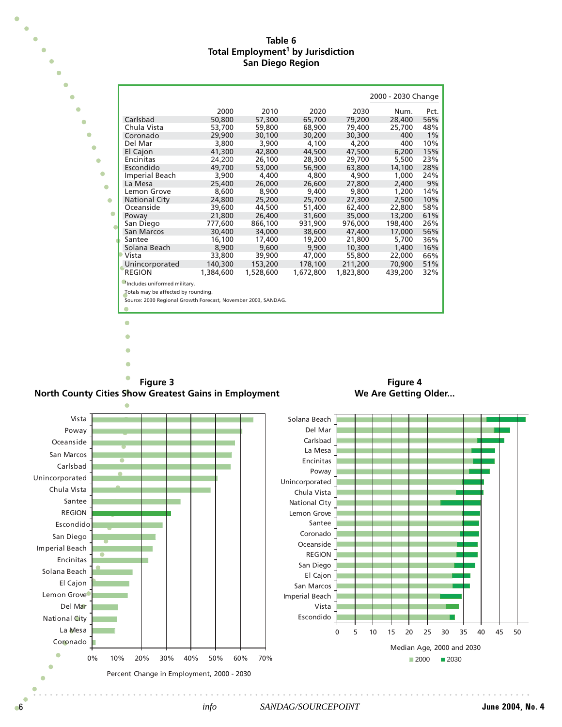### Table 6
### Total Employment[1] by Jurisdiction
### San Diego Region

| | 2000 | 2010 | 2020 | 2030 | 2000 - 2030 Change Num. | Pct. |
|---|---|---|---|---|---|---|
| Carlsbad | 50,800 | 57,300 | 65,700 | 79,200 | 28,400 | 56% |
| Chula Vista | 53,700 | 59,800 | 68,900 | 79,400 | 25,700 | 48% |
| Coronado | 29,900 | 30,100 | 30,200 | 30,300 | 400 | 1% |
| Del Mar | 3,800 | 3,900 | 4,100 | 4,200 | 400 | 10% |
| El Cajon | 41,300 | 42,800 | 44,500 | 47,500 | 6,200 | 15% |
| Encinitas | 24,200 | 26,100 | 28,300 | 29,700 | 5,500 | 23% |
| Escondido | 49,700 | 53,000 | 56,900 | 63,800 | 14,100 | 28% |
| Imperial Beach | 3,900 | 4,400 | 4,800 | 4,900 | 1,000 | 24% |
| La Mesa | 25,400 | 26,000 | 26,600 | 27,800 | 2,400 | 9% |
| Lemon Grove | 8,600 | 8,900 | 9,400 | 9,800 | 1,200 | 14% |
| National City | 24,800 | 25,200 | 25,700 | 27,300 | 2,500 | 10% |
| Oceanside | 39,600 | 44,500 | 51,400 | 62,400 | 22,800 | 58% |
| Poway | 21,800 | 26,400 | 31,600 | 35,000 | 13,200 | 61% |
| San Diego | 777,600 | 866,100 | 931,900 | 976,000 | 198,400 | 26% |
| San Marcos | 30,400 | 34,000 | 38,600 | 47,400 | 17,000 | 56% |
| Santee | 16,100 | 17,400 | 19,200 | 21,800 | 5,700 | 36% |
| Solana Beach | 8,900 | 9,600 | 9,900 | 10,300 | 1,400 | 16% |
| Vista | 33,800 | 39,900 | 47,000 | 55,800 | 22,000 | 66% |
| Unincorporated | 140,300 | 153,200 | 178,100 | 211,200 | 70,900 | 51% |
| REGION | 1,384,600 | 1,528,600 | 1,672,800 | 1,823,800 | 439,200 | 32% |

[1] Includes uniformed military.

Totals may be affected by rounding.

Source: 2030 Regional Growth Forecast, November 2003, SANDAG.

### Figure 3
### North County Cities Show Greatest Gains in Employment

Vista
Poway
Oceanside
San Marcos
Carlsbad
Unincorporated
Chula Vista
Santee
REGION
Escondido
San Diego
Imperial Beach
Encinitas
Solana Beach
El Cajon
Lemon Grove
Del Mar
National City
La Mesa
Coronado

0% 10% 20% 30% 40% 50% 60% 70%

Percent Change in Employment, 2000 - 2030

### Figure 4
### We Are Getting Older...

Solana Beach
Del Mar
Carlsbad
La Mesa
Encinitas
Poway
Unincorporated
Chula Vista
National City
Lemon Grove
Santee
Coronado
Oceanside
REGION
San Diego
El Cajon
San Marcos
Imperial Beach
Vista
Escondido

0 5 10 15 20 25 30 35 40 45 50

Median Age, 2000 and 2030

2000 2030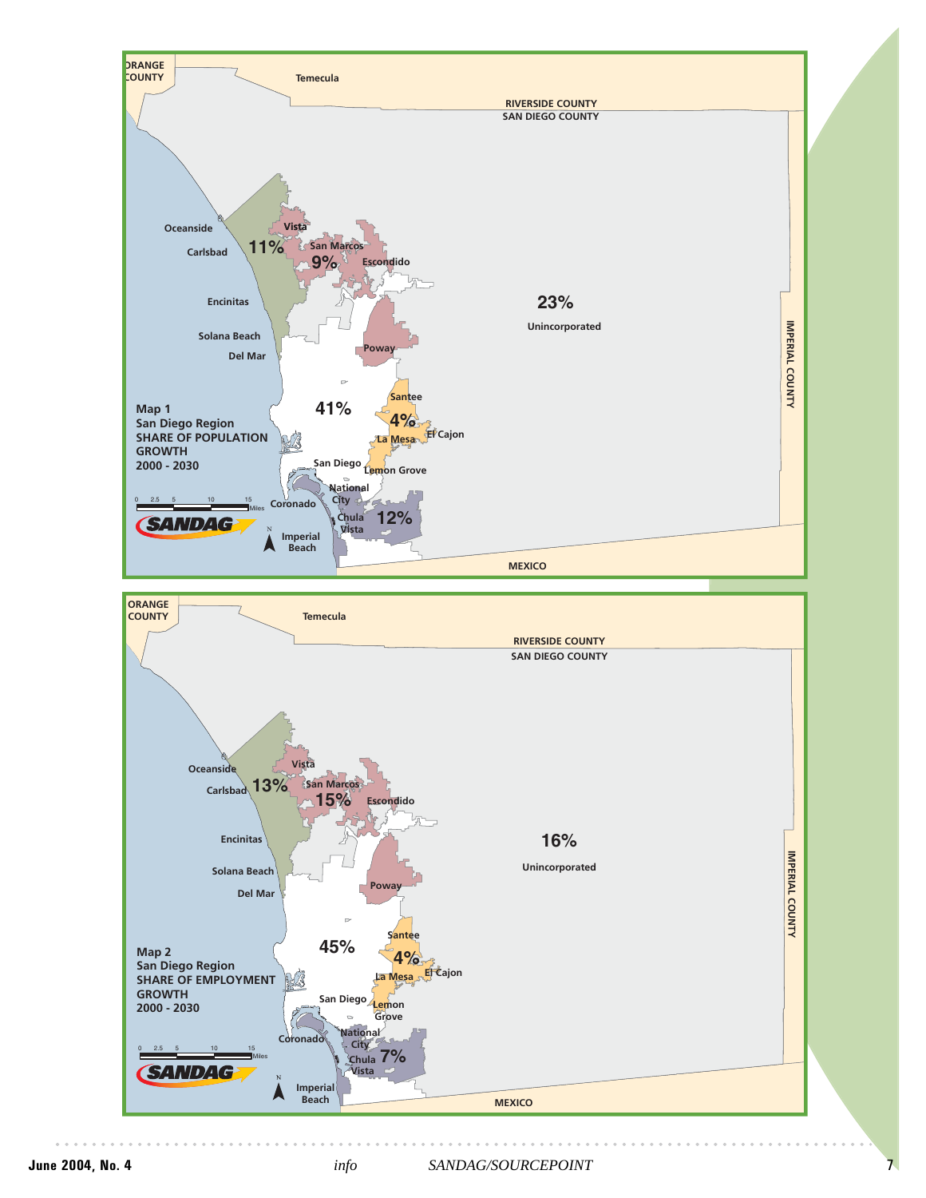ORANGE COUNTY

Temecula

RIVERSIDE COUNTY

SAN DIEGO COUNTY

Oceanside

Carlsbad

11%

Vista

San Marcos

9%

Escondido

23%

Unincorporated

Encinitas

Solana Beach

Del Mar

Poway

IMPERIAL COUNTY

Santee

41%

4%

El Cajon

La Mesa

**Map 1**
**San Diego Region**
**SHARE OF POPULATION GROWTH**
**2000 - 2030**

San Diego

Lemon Grove

National City

Coronado

Chula Vista

12%

Imperial Beach

MEXICO

0 2.5 5 10 15 Miles

SANDAG

ORANGE COUNTY

Temecula

RIVERSIDE COUNTY

SAN DIEGO COUNTY

Oceanside

Carlsbad

13%

Vista

San Marcos

15%

Escondido

16%

Unincorporated

Encinitas

Solana Beach

Del Mar

Poway

IMPERIAL COUNTY

Santee

45%

4%

El Cajon

La Mesa

**Map 2**
**San Diego Region**
**SHARE OF EMPLOYMENT GROWTH**
**2000 - 2030**

San Diego

Lemon Grove

National City

Coronado

Chula Vista

7%

Imperial Beach

MEXICO

0 2.5 5 10 15 Miles

SANDAG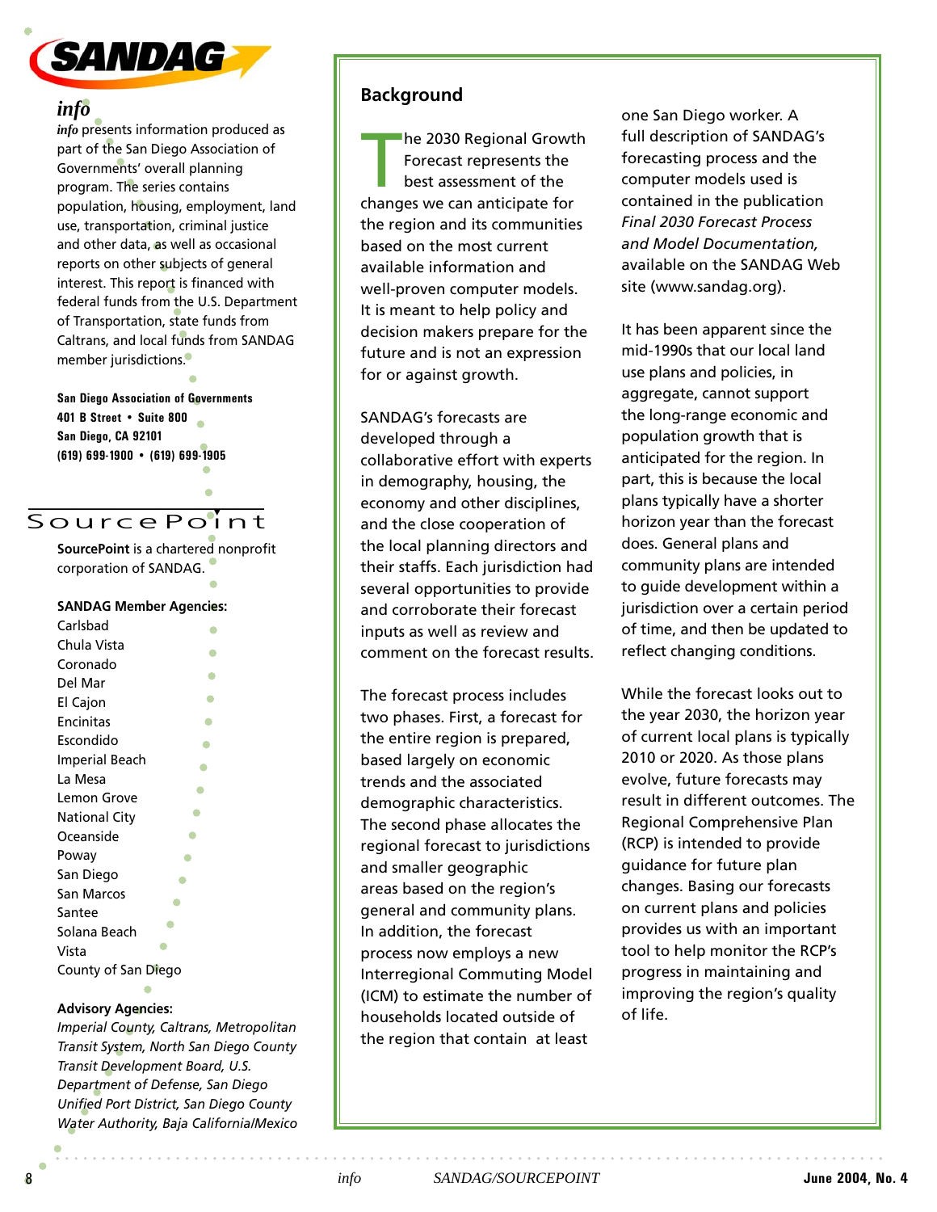SANDAG

*info*

*info* presents information produced as part of the San Diego Association of Governments' overall planning program. The series contains population, housing, employment, land use, transportation, criminal justice and other data, as well as occasional reports on other subjects of general interest. This report is financed with federal funds from the U.S. Department of Transportation, state funds from Caltrans, and local funds from SANDAG member jurisdictions.

**San Diego Association of Governments**
**401 B Street • Suite 800**
**San Diego, CA 92101**
**(619) 699-1900 • (619) 699-1905**

SourcePoint

**SourcePoint** is a chartered nonprofit corporation of SANDAG.

**SANDAG Member Agencies:**

Carlsbad
Chula Vista
Coronado
Del Mar
El Cajon
Encinitas
Escondido
Imperial Beach
La Mesa
Lemon Grove
National City
Oceanside
Poway
San Diego
San Marcos
Santee
Solana Beach
Vista
County of San Diego

**Advisory Agencies:**

*Imperial County, Caltrans, Metropolitan Transit System, North San Diego County Transit Development Board, U.S. Department of Defense, San Diego Unified Port District, San Diego County Water Authority, Baja California/Mexico*

## Background

The 2030 Regional Growth Forecast represents the best assessment of the changes we can anticipate for the region and its communities based on the most current available information and well-proven computer models. It is meant to help policy and decision makers prepare for the future and is not an expression for or against growth.

SANDAG's forecasts are developed through a collaborative effort with experts in demography, housing, the economy and other disciplines, and the close cooperation of the local planning directors and their staffs. Each jurisdiction had several opportunities to provide and corroborate their forecast inputs as well as review and comment on the forecast results.

The forecast process includes two phases. First, a forecast for the entire region is prepared, based largely on economic trends and the associated demographic characteristics. The second phase allocates the regional forecast to jurisdictions and smaller geographic areas based on the region's general and community plans. In addition, the forecast process now employs a new Interregional Commuting Model (ICM) to estimate the number of households located outside of the region that contain at least one San Diego worker. A full description of SANDAG's forecasting process and the computer models used is contained in the publication *Final 2030 Forecast Process and Model Documentation,* available on the SANDAG Web site (www.sandag.org).

It has been apparent since the mid-1990s that our local land use plans and policies, in aggregate, cannot support the long-range economic and population growth that is anticipated for the region. In part, this is because the local plans typically have a shorter horizon year than the forecast does. General plans and community plans are intended to guide development within a jurisdiction over a certain period of time, and then be updated to reflect changing conditions.

While the forecast looks out to the year 2030, the horizon year of current local plans is typically 2010 or 2020. As those plans evolve, future forecasts may result in different outcomes. The Regional Comprehensive Plan (RCP) is intended to provide guidance for future plan changes. Basing our forecasts on current plans and policies provides us with an important tool to help monitor the RCP's progress in maintaining and improving the region's quality of life.